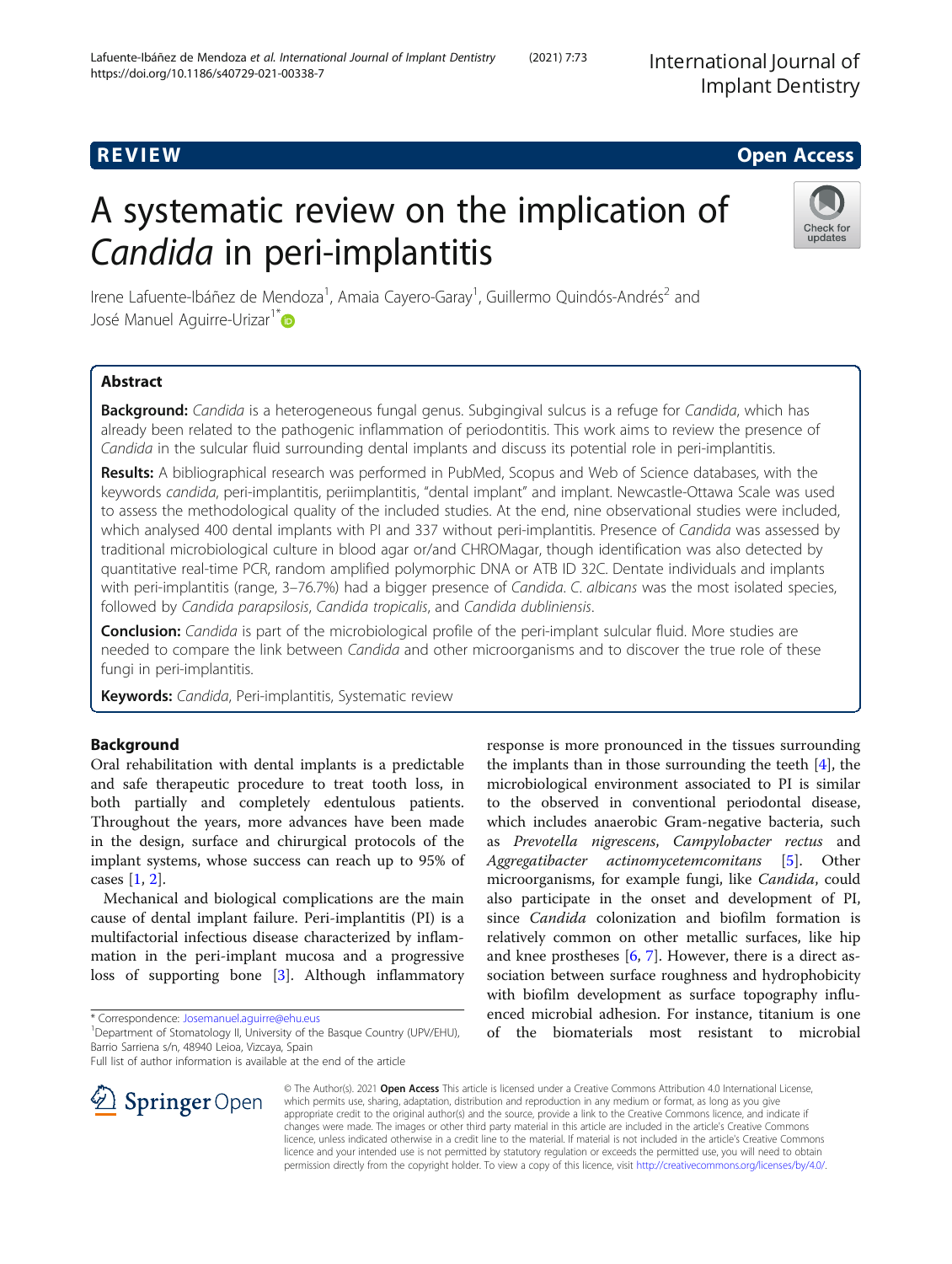REVIEW

Open Access

# A systematic review on the implication of *Candida* in peri-implantitis

Irene Lafuente-Ibáñez de Mendoza[1], Amaia Cayero-Garay[1], Guillermo Quindós-Andrés[2] and José Manuel Aguirre-Urizar[1*]

## Abstract

**Background:** *Candida* is a heterogeneous fungal genus. Subgingival sulcus is a refuge for *Candida*, which has already been related to the pathogenic inflammation of periodontitis. This work aims to review the presence of *Candida* in the sulcular fluid surrounding dental implants and discuss its potential role in peri-implantitis.

**Results:** A bibliographical research was performed in PubMed, Scopus and Web of Science databases, with the keywords *candida*, peri-implantitis, periimplantitis, "dental implant" and implant. Newcastle-Ottawa Scale was used to assess the methodological quality of the included studies. At the end, nine observational studies were included, which analysed 400 dental implants with PI and 337 without peri-implantitis. Presence of *Candida* was assessed by traditional microbiological culture in blood agar or/and CHROMagar, though identification was also detected by quantitative real-time PCR, random amplified polymorphic DNA or ATB ID 32C. Dentate individuals and implants with peri-implantitis (range, 3–76.7%) had a bigger presence of *Candida*. *C. albicans* was the most isolated species, followed by *Candida parapsilosis*, *Candida tropicalis*, and *Candida dubliniensis*.

**Conclusion:** *Candida* is part of the microbiological profile of the peri-implant sulcular fluid. More studies are needed to compare the link between *Candida* and other microorganisms and to discover the true role of these fungi in peri-implantitis.

**Keywords:** *Candida*, Peri-implantitis, Systematic review

## Background

Oral rehabilitation with dental implants is a predictable and safe therapeutic procedure to treat tooth loss, in both partially and completely edentulous patients. Throughout the years, more advances have been made in the design, surface and chirurgical protocols of the implant systems, whose success can reach up to 95% of cases [1, 2].

Mechanical and biological complications are the main cause of dental implant failure. Peri-implantitis (PI) is a multifactorial infectious disease characterized by inflammation in the peri-implant mucosa and a progressive loss of supporting bone [3]. Although inflammatory response is more pronounced in the tissues surrounding the implants than in those surrounding the teeth [4], the microbiological environment associated to PI is similar to the observed in conventional periodontal disease, which includes anaerobic Gram-negative bacteria, such as *Prevotella nigrescens*, *Campylobacter rectus* and *Aggregatibacter actinomycetemcomitans* [5]. Other microorganisms, for example fungi, like *Candida*, could also participate in the onset and development of PI, since *Candida* colonization and biofilm formation is relatively common on other metallic surfaces, like hip and knee prostheses [6, 7]. However, there is a direct association between surface roughness and hydrophobicity with biofilm development as surface topography influenced microbial adhesion. For instance, titanium is one of the biomaterials most resistant to microbial

\* Correspondence: Josemanuel.aguirre@ehu.eus
[1]Department of Stomatology II, University of the Basque Country (UPV/EHU), Barrio Sarriena s/n, 48940 Leioa, Vizcaya, Spain
Full list of author information is available at the end of the article

© The Author(s). 2021 **Open Access** This article is licensed under a Creative Commons Attribution 4.0 International License, which permits use, sharing, adaptation, distribution and reproduction in any medium or format, as long as you give appropriate credit to the original author(s) and the source, provide a link to the Creative Commons licence, and indicate if changes were made. The images or other third party material in this article are included in the article's Creative Commons licence, unless indicated otherwise in a credit line to the material. If material is not included in the article's Creative Commons licence and your intended use is not permitted by statutory regulation or exceeds the permitted use, you will need to obtain permission directly from the copyright holder. To view a copy of this licence, visit http://creativecommons.org/licenses/by/4.0/.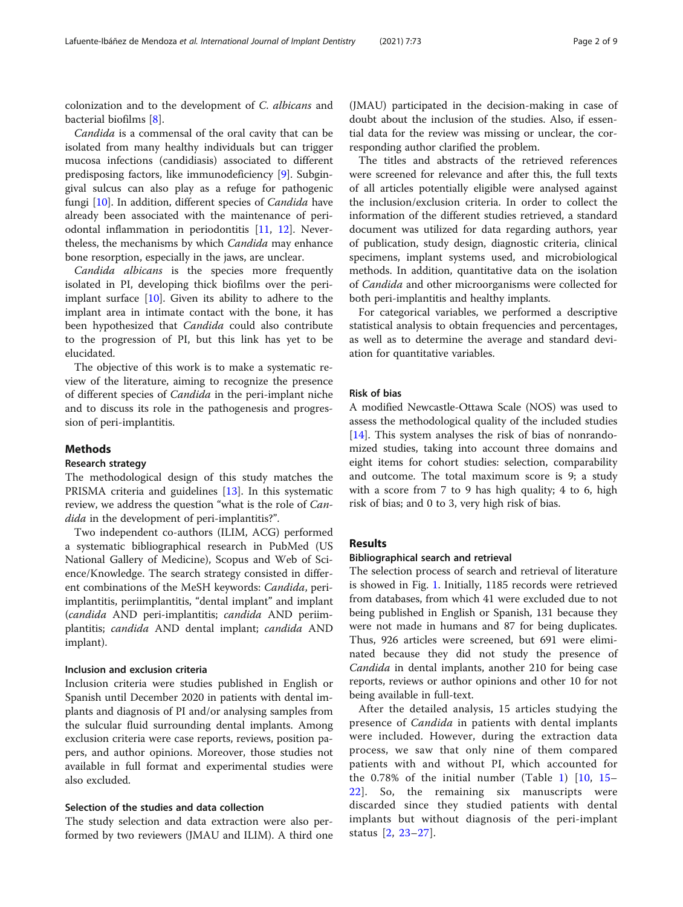colonization and to the development of *C. albicans* and bacterial biofilms [8].

*Candida* is a commensal of the oral cavity that can be isolated from many healthy individuals but can trigger mucosa infections (candidiasis) associated to different predisposing factors, like immunodeficiency [9]. Subgingival sulcus can also play as a refuge for pathogenic fungi [10]. In addition, different species of *Candida* have already been associated with the maintenance of periodontal inflammation in periodontitis [11, 12]. Nevertheless, the mechanisms by which *Candida* may enhance bone resorption, especially in the jaws, are unclear.

*Candida albicans* is the species more frequently isolated in PI, developing thick biofilms over the peri-implant surface [10]. Given its ability to adhere to the implant area in intimate contact with the bone, it has been hypothesized that *Candida* could also contribute to the progression of PI, but this link has yet to be elucidated.

The objective of this work is to make a systematic review of the literature, aiming to recognize the presence of different species of *Candida* in the peri-implant niche and to discuss its role in the pathogenesis and progression of peri-implantitis.

## Methods

### Research strategy

The methodological design of this study matches the PRISMA criteria and guidelines [13]. In this systematic review, we address the question "what is the role of *Candida* in the development of peri-implantitis?".

Two independent co-authors (ILIM, ACG) performed a systematic bibliographical research in PubMed (US National Gallery of Medicine), Scopus and Web of Science/Knowledge. The search strategy consisted in different combinations of the MeSH keywords: *Candida*, peri-implantitis, periimplantitis, "dental implant" and implant (*candida* AND peri-implantitis; *candida* AND periimplantitis; *candida* AND dental implant; *candida* AND implant).

### Inclusion and exclusion criteria

Inclusion criteria were studies published in English or Spanish until December 2020 in patients with dental implants and diagnosis of PI and/or analysing samples from the sulcular fluid surrounding dental implants. Among exclusion criteria were case reports, reviews, position papers, and author opinions. Moreover, those studies not available in full format and experimental studies were also excluded.

### Selection of the studies and data collection

The study selection and data extraction were also performed by two reviewers (JMAU and ILIM). A third one (JMAU) participated in the decision-making in case of doubt about the inclusion of the studies. Also, if essential data for the review was missing or unclear, the corresponding author clarified the problem.

The titles and abstracts of the retrieved references were screened for relevance and after this, the full texts of all articles potentially eligible were analysed against the inclusion/exclusion criteria. In order to collect the information of the different studies retrieved, a standard document was utilized for data regarding authors, year of publication, study design, diagnostic criteria, clinical specimens, implant systems used, and microbiological methods. In addition, quantitative data on the isolation of *Candida* and other microorganisms were collected for both peri-implantitis and healthy implants.

For categorical variables, we performed a descriptive statistical analysis to obtain frequencies and percentages, as well as to determine the average and standard deviation for quantitative variables.

### Risk of bias

A modified Newcastle-Ottawa Scale (NOS) was used to assess the methodological quality of the included studies [14]. This system analyses the risk of bias of nonrandomized studies, taking into account three domains and eight items for cohort studies: selection, comparability and outcome. The total maximum score is 9; a study with a score from 7 to 9 has high quality; 4 to 6, high risk of bias; and 0 to 3, very high risk of bias.

## Results

### Bibliographical search and retrieval

The selection process of search and retrieval of literature is showed in Fig. 1. Initially, 1185 records were retrieved from databases, from which 41 were excluded due to not being published in English or Spanish, 131 because they were not made in humans and 87 for being duplicates. Thus, 926 articles were screened, but 691 were eliminated because they did not study the presence of *Candida* in dental implants, another 210 for being case reports, reviews or author opinions and other 10 for not being available in full-text.

After the detailed analysis, 15 articles studying the presence of *Candida* in patients with dental implants were included. However, during the extraction data process, we saw that only nine of them compared patients with and without PI, which accounted for the 0.78% of the initial number (Table 1) [10, 15–22]. So, the remaining six manuscripts were discarded since they studied patients with dental implants but without diagnosis of the peri-implant status [2, 23–27].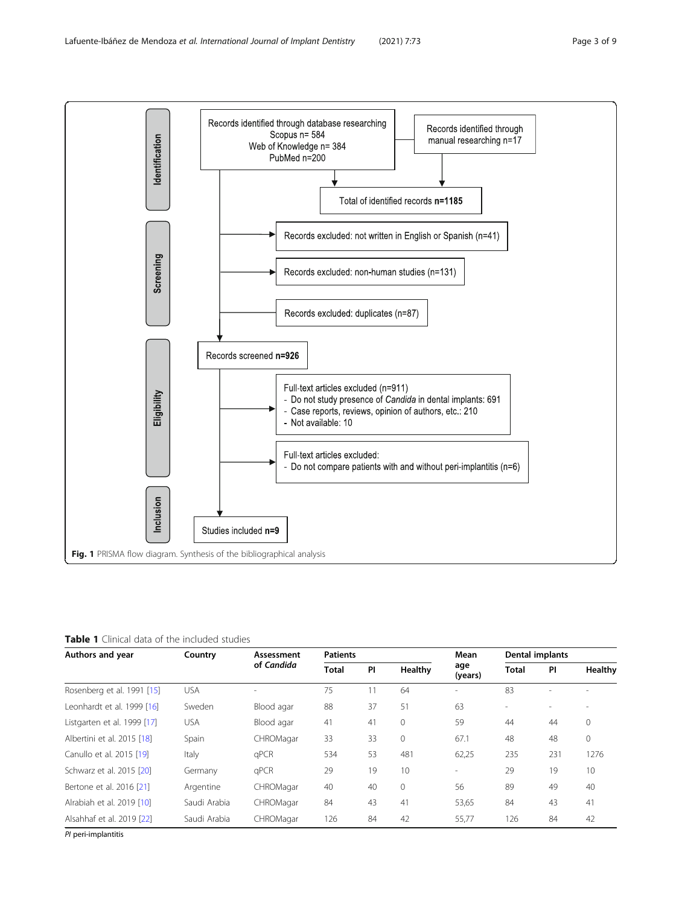**Identification**

- Records identified through database researching: Scopus n= 584; Web of Knowledge n= 384; PubMed n=200
- Records identified through manual researching n=17
- Total of identified records **n=1185**

**Screening**

- Records excluded: not written in English or Spanish (n=41)
- Records excluded: non-human studies (n=131)
- Records excluded: duplicates (n=87)
- Records screened **n=926**

**Eligibility**

- Full-text articles excluded (n=911)
  - Do not study presence of *Candida* in dental implants: 691
  - Case reports, reviews, opinion of authors, etc.: 210
  - Not available: 10
- Full-text articles excluded:
  - Do not compare patients with and without peri-implantitis (n=6)

**Inclusion**

- Studies included **n=9**

**Fig. 1** PRISMA flow diagram. Synthesis of the bibliographical analysis

**Table 1** Clinical data of the included studies

| Authors and year | Country | Assessment of *Candida* | Patients | | | Mean age (years) | Dental implants | | |
|---|---|---|---|---|---|---|---|---|---|
| | | | Total | PI | Healthy | | Total | PI | Healthy |
| Rosenberg et al. 1991 [15] | USA | - | 75 | 11 | 64 | - | 83 | - | - |
| Leonhardt et al. 1999 [16] | Sweden | Blood agar | 88 | 37 | 51 | 63 | - | - | - |
| Listgarten et al. 1999 [17] | USA | Blood agar | 41 | 41 | 0 | 59 | 44 | 44 | 0 |
| Albertini et al. 2015 [18] | Spain | CHROMagar | 33 | 33 | 0 | 67.1 | 48 | 48 | 0 |
| Canullo et al. 2015 [19] | Italy | qPCR | 534 | 53 | 481 | 62,25 | 235 | 231 | 1276 |
| Schwarz et al. 2015 [20] | Germany | qPCR | 29 | 19 | 10 | - | 29 | 19 | 10 |
| Bertone et al. 2016 [21] | Argentine | CHROMagar | 40 | 40 | 0 | 56 | 89 | 49 | 40 |
| Alrabiah et al. 2019 [10] | Saudi Arabia | CHROMagar | 84 | 43 | 41 | 53,65 | 84 | 43 | 41 |
| Alsahhaf et al. 2019 [22] | Saudi Arabia | CHROMagar | 126 | 84 | 42 | 55,77 | 126 | 84 | 42 |

*PI* peri-implantitis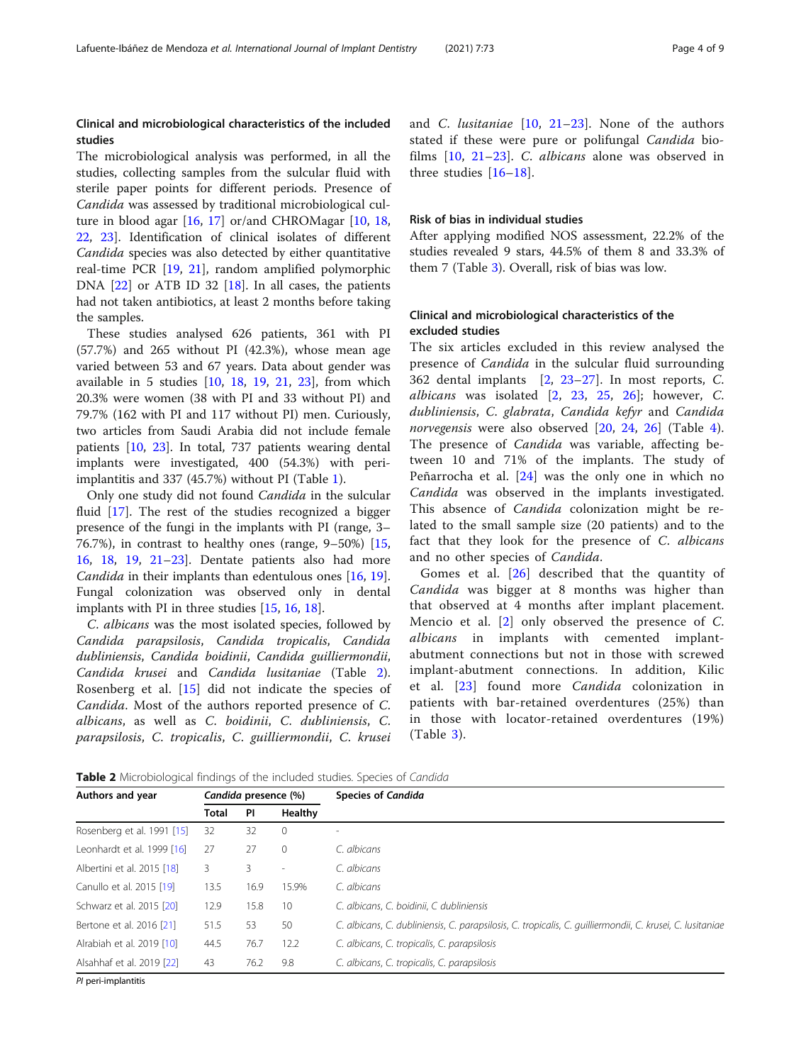### Clinical and microbiological characteristics of the included studies

The microbiological analysis was performed, in all the studies, collecting samples from the sulcular fluid with sterile paper points for different periods. Presence of *Candida* was assessed by traditional microbiological culture in blood agar [16, 17] or/and CHROMagar [10, 18, 22, 23]. Identification of clinical isolates of different *Candida* species was also detected by either quantitative real-time PCR [19, 21], random amplified polymorphic DNA [22] or ATB ID 32 [18]. In all cases, the patients had not taken antibiotics, at least 2 months before taking the samples.

These studies analysed 626 patients, 361 with PI (57.7%) and 265 without PI (42.3%), whose mean age varied between 53 and 67 years. Data about gender was available in 5 studies [10, 18, 19, 21, 23], from which 20.3% were women (38 with PI and 33 without PI) and 79.7% (162 with PI and 117 without PI) men. Curiously, two articles from Saudi Arabia did not include female patients [10, 23]. In total, 737 patients wearing dental implants were investigated, 400 (54.3%) with peri-implantitis and 337 (45.7%) without PI (Table 1).

Only one study did not found *Candida* in the sulcular fluid [17]. The rest of the studies recognized a bigger presence of the fungi in the implants with PI (range, 3–76.7%), in contrast to healthy ones (range, 9–50%) [15, 16, 18, 19, 21–23]. Dentate patients also had more *Candida* in their implants than edentulous ones [16, 19]. Fungal colonization was observed only in dental implants with PI in three studies [15, 16, 18].

*C. albicans* was the most isolated species, followed by *Candida parapsilosis*, *Candida tropicalis*, *Candida dubliniensis*, *Candida boidinii*, *Candida guilliermondii*, *Candida krusei* and *Candida lusitaniae* (Table 2). Rosenberg et al. [15] did not indicate the species of *Candida*. Most of the authors reported presence of *C. albicans*, as well as *C. boidinii*, *C. dubliniensis*, *C. parapsilosis*, *C. tropicalis*, *C. guilliermondii*, *C. krusei* and *C. lusitaniae* [10, 21–23]. None of the authors stated if these were pure or polifungal *Candida* biofilms [10, 21–23]. *C. albicans* alone was observed in three studies [16–18].

### Risk of bias in individual studies

After applying modified NOS assessment, 22.2% of the studies revealed 9 stars, 44.5% of them 8 and 33.3% of them 7 (Table 3). Overall, risk of bias was low.

### Clinical and microbiological characteristics of the excluded studies

The six articles excluded in this review analysed the presence of *Candida* in the sulcular fluid surrounding 362 dental implants [2, 23–27]. In most reports, *C. albicans* was isolated [2, 23, 25, 26]; however, *C. dubliniensis*, *C. glabrata*, *Candida kefyr* and *Candida norvegensis* were also observed [20, 24, 26] (Table 4). The presence of *Candida* was variable, affecting between 10 and 71% of the implants. The study of Peñarrocha et al. [24] was the only one in which no *Candida* was observed in the implants investigated. This absence of *Candida* colonization might be related to the small sample size (20 patients) and to the fact that they look for the presence of *C. albicans* and no other species of *Candida*.

Gomes et al. [26] described that the quantity of *Candida* was bigger at 8 months was higher than that observed at 4 months after implant placement. Mencio et al. [2] only observed the presence of *C. albicans* in implants with cemented implant-abutment connections but not in those with screwed implant-abutment connections. In addition, Kilic et al. [23] found more *Candida* colonization in patients with bar-retained overdentures (25%) than in those with locator-retained overdentures (19%) (Table 3).

**Table 2** Microbiological findings of the included studies. Species of *Candida*

| Authors and year | *Candida* presence (%) | | | Species of *Candida* |
|---|---|---|---|---|
| | Total | PI | Healthy | |
| Rosenberg et al. 1991 [15] | 32 | 32 | 0 | - |
| Leonhardt et al. 1999 [16] | 27 | 27 | 0 | *C. albicans* |
| Albertini et al. 2015 [18] | 3 | 3 | - | *C. albicans* |
| Canullo et al. 2015 [19] | 13.5 | 16.9 | 15.9% | *C. albicans* |
| Schwarz et al. 2015 [20] | 12.9 | 15.8 | 10 | *C. albicans, C. boidinii, C dubliniensis* |
| Bertone et al. 2016 [21] | 51.5 | 53 | 50 | *C. albicans, C. dubliniensis, C. parapsilosis, C. tropicalis, C. guilliermondii, C. krusei, C. lusitaniae* |
| Alrabiah et al. 2019 [10] | 44.5 | 76.7 | 12.2 | *C. albicans, C. tropicalis, C. parapsilosis* |
| Alsahhaf et al. 2019 [22] | 43 | 76.2 | 9.8 | *C. albicans, C. tropicalis, C. parapsilosis* |

*PI* peri-implantitis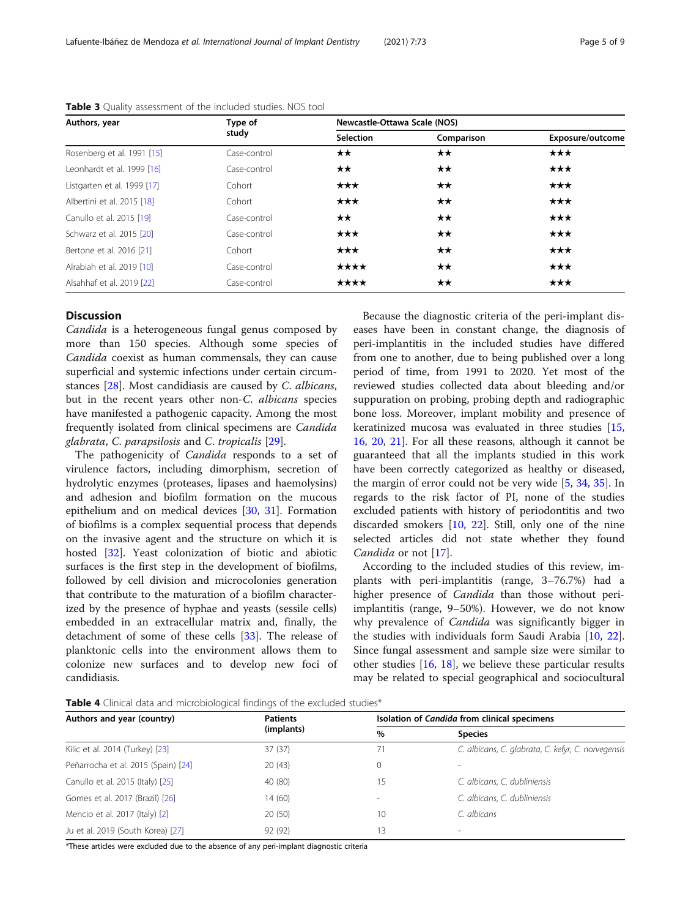**Table 3** Quality assessment of the included studies. NOS tool

| Authors, year | Type of study | Newcastle-Ottawa Scale (NOS) | | |
|---|---|---|---|---|
| | | Selection | Comparison | Exposure/outcome |
| Rosenberg et al. 1991 [15] | Case-control | ★★ | ★★ | ★★★ |
| Leonhardt et al. 1999 [16] | Case-control | ★★ | ★★ | ★★★ |
| Listgarten et al. 1999 [17] | Cohort | ★★★ | ★★ | ★★★ |
| Albertini et al. 2015 [18] | Cohort | ★★★ | ★★ | ★★★ |
| Canullo et al. 2015 [19] | Case-control | ★★ | ★★ | ★★★ |
| Schwarz et al. 2015 [20] | Case-control | ★★★ | ★★ | ★★★ |
| Bertone et al. 2016 [21] | Cohort | ★★★ | ★★ | ★★★ |
| Alrabiah et al. 2019 [10] | Case-control | ★★★★ | ★★ | ★★★ |
| Alsahhaf et al. 2019 [22] | Case-control | ★★★★ | ★★ | ★★★ |

## Discussion

*Candida* is a heterogeneous fungal genus composed by more than 150 species. Although some species of *Candida* coexist as human commensals, they can cause superficial and systemic infections under certain circumstances [28]. Most candidiasis are caused by *C. albicans*, but in the recent years other non-*C. albicans* species have manifested a pathogenic capacity. Among the most frequently isolated from clinical specimens are *Candida glabrata*, *C. parapsilosis* and *C. tropicalis* [29].

The pathogenicity of *Candida* responds to a set of virulence factors, including dimorphism, secretion of hydrolytic enzymes (proteases, lipases and haemolysins) and adhesion and biofilm formation on the mucous epithelium and on medical devices [30, 31]. Formation of biofilms is a complex sequential process that depends on the invasive agent and the structure on which it is hosted [32]. Yeast colonization of biotic and abiotic surfaces is the first step in the development of biofilms, followed by cell division and microcolonies generation that contribute to the maturation of a biofilm characterized by the presence of hyphae and yeasts (sessile cells) embedded in an extracellular matrix and, finally, the detachment of some of these cells [33]. The release of planktonic cells into the environment allows them to colonize new surfaces and to develop new foci of candidiasis.

Because the diagnostic criteria of the peri-implant diseases have been in constant change, the diagnosis of peri-implantitis in the included studies have differed from one to another, due to being published over a long period of time, from 1991 to 2020. Yet most of the reviewed studies collected data about bleeding and/or suppuration on probing, probing depth and radiographic bone loss. Moreover, implant mobility and presence of keratinized mucosa was evaluated in three studies [15, 16, 20, 21]. For all these reasons, although it cannot be guaranteed that all the implants studied in this work have been correctly categorized as healthy or diseased, the margin of error could not be very wide [5, 34, 35]. In regards to the risk factor of PI, none of the studies excluded patients with history of periodontitis and two discarded smokers [10, 22]. Still, only one of the nine selected articles did not state whether they found *Candida* or not [17].

According to the included studies of this review, implants with peri-implantitis (range, 3–76.7%) had a higher presence of *Candida* than those without peri-implantitis (range, 9–50%). However, we do not know why prevalence of *Candida* was significantly bigger in the studies with individuals form Saudi Arabia [10, 22]. Since fungal assessment and sample size were similar to other studies [16, 18], we believe these particular results may be related to special geographical and sociocultural

**Table 4** Clinical data and microbiological findings of the excluded studies*

| Authors and year (country) | Patients (implants) | Isolation of *Candida* from clinical specimens | |
|---|---|---|---|
| | | % | Species |
| Kilic et al. 2014 (Turkey) [23] | 37 (37) | 71 | *C. albicans, C. glabrata, C. kefyr, C. norvegensis* |
| Peñarrocha et al. 2015 (Spain) [24] | 20 (43) | 0 | - |
| Canullo et al. 2015 (Italy) [25] | 40 (80) | 15 | *C. albicans, C. dubliniensis* |
| Gomes et al. 2017 (Brazil) [26] | 14 (60) | - | *C. albicans, C. dubliniensis* |
| Mencio et al. 2017 (Italy) [2] | 20 (50) | 10 | *C. albicans* |
| Ju et al. 2019 (South Korea) [27] | 92 (92) | 13 | - |

*These articles were excluded due to the absence of any peri-implant diagnostic criteria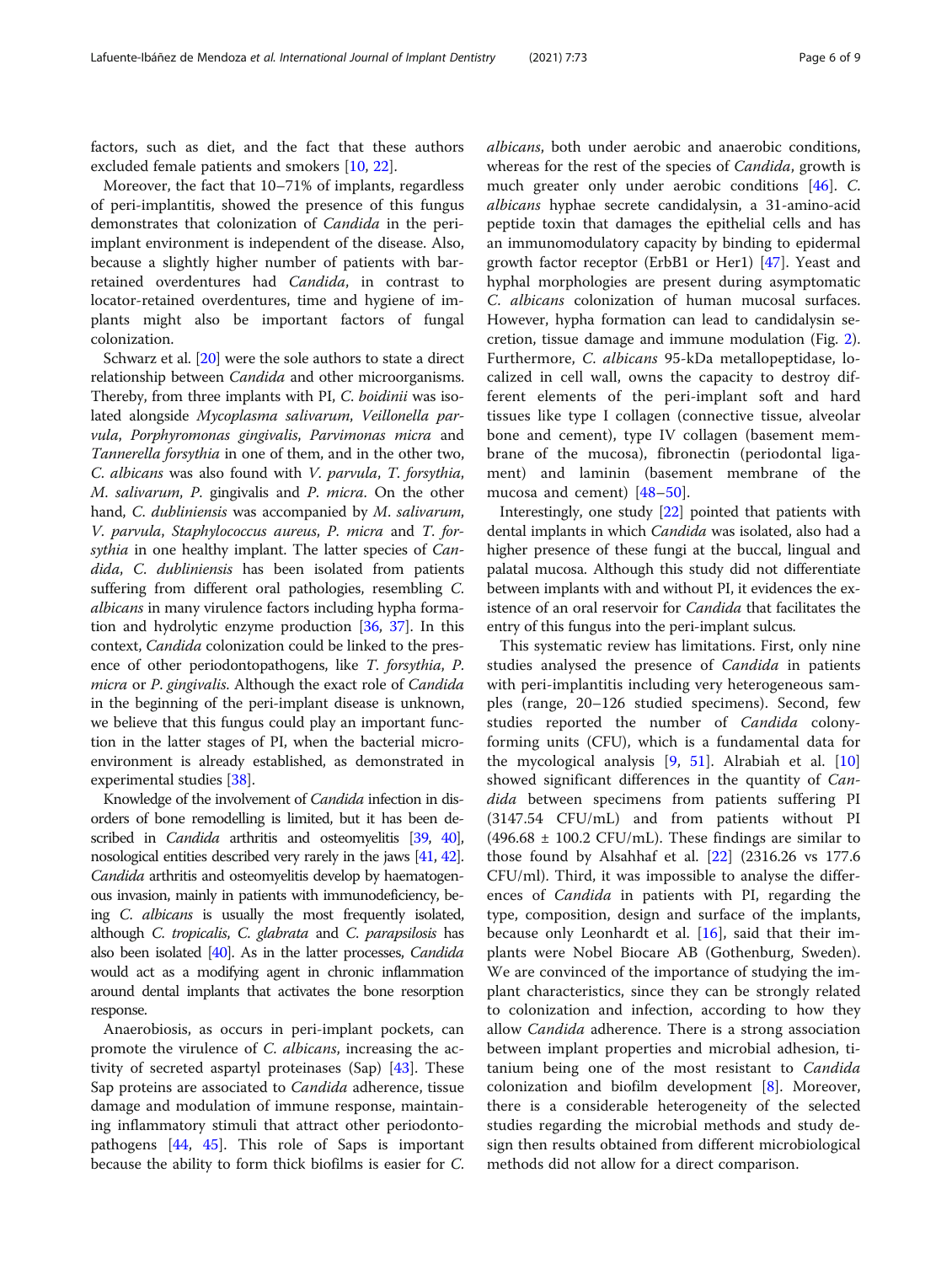factors, such as diet, and the fact that these authors excluded female patients and smokers [10, 22].

Moreover, the fact that 10–71% of implants, regardless of peri-implantitis, showed the presence of this fungus demonstrates that colonization of *Candida* in the peri-implant environment is independent of the disease. Also, because a slightly higher number of patients with bar-retained overdentures had *Candida*, in contrast to locator-retained overdentures, time and hygiene of implants might also be important factors of fungal colonization.

Schwarz et al. [20] were the sole authors to state a direct relationship between *Candida* and other microorganisms. Thereby, from three implants with PI, *C. boidinii* was isolated alongside *Mycoplasma salivarum*, *Veillonella parvula*, *Porphyromonas gingivalis*, *Parvimonas micra* and *Tannerella forsythia* in one of them, and in the other two, *C. albicans* was also found with *V. parvula*, *T. forsythia*, *M. salivarum*, *P.* gingivalis and *P. micra*. On the other hand, *C. dubliniensis* was accompanied by *M. salivarum*, *V. parvula*, *Staphylococcus aureus*, *P. micra* and *T. forsythia* in one healthy implant. The latter species of *Candida*, *C. dubliniensis* has been isolated from patients suffering from different oral pathologies, resembling *C. albicans* in many virulence factors including hypha formation and hydrolytic enzyme production [36, 37]. In this context, *Candida* colonization could be linked to the presence of other periodontopathogens, like *T. forsythia*, *P. micra* or *P. gingivalis*. Although the exact role of *Candida* in the beginning of the peri-implant disease is unknown, we believe that this fungus could play an important function in the latter stages of PI, when the bacterial microenvironment is already established, as demonstrated in experimental studies [38].

Knowledge of the involvement of *Candida* infection in disorders of bone remodelling is limited, but it has been described in *Candida* arthritis and osteomyelitis [39, 40], nosological entities described very rarely in the jaws [41, 42]. *Candida* arthritis and osteomyelitis develop by haematogenous invasion, mainly in patients with immunodeficiency, being *C. albicans* is usually the most frequently isolated, although *C. tropicalis*, *C. glabrata* and *C. parapsilosis* has also been isolated [40]. As in the latter processes, *Candida* would act as a modifying agent in chronic inflammation around dental implants that activates the bone resorption response.

Anaerobiosis, as occurs in peri-implant pockets, can promote the virulence of *C. albicans*, increasing the activity of secreted aspartyl proteinases (Sap) [43]. These Sap proteins are associated to *Candida* adherence, tissue damage and modulation of immune response, maintaining inflammatory stimuli that attract other periodontopathogens [44, 45]. This role of Saps is important because the ability to form thick biofilms is easier for *C. albicans*, both under aerobic and anaerobic conditions, whereas for the rest of the species of *Candida*, growth is much greater only under aerobic conditions [46]. *C. albicans* hyphae secrete candidalysin, a 31-amino-acid peptide toxin that damages the epithelial cells and has an immunomodulatory capacity by binding to epidermal growth factor receptor (ErbB1 or Her1) [47]. Yeast and hyphal morphologies are present during asymptomatic *C. albicans* colonization of human mucosal surfaces. However, hypha formation can lead to candidalysin secretion, tissue damage and immune modulation (Fig. 2). Furthermore, *C. albicans* 95-kDa metallopeptidase, localized in cell wall, owns the capacity to destroy different elements of the peri-implant soft and hard tissues like type I collagen (connective tissue, alveolar bone and cement), type IV collagen (basement membrane of the mucosa), fibronectin (periodontal ligament) and laminin (basement membrane of the mucosa and cement) [48–50].

Interestingly, one study [22] pointed that patients with dental implants in which *Candida* was isolated, also had a higher presence of these fungi at the buccal, lingual and palatal mucosa. Although this study did not differentiate between implants with and without PI, it evidences the existence of an oral reservoir for *Candida* that facilitates the entry of this fungus into the peri-implant sulcus.

This systematic review has limitations. First, only nine studies analysed the presence of *Candida* in patients with peri-implantitis including very heterogeneous samples (range, 20–126 studied specimens). Second, few studies reported the number of *Candida* colony-forming units (CFU), which is a fundamental data for the mycological analysis [9, 51]. Alrabiah et al. [10] showed significant differences in the quantity of *Candida* between specimens from patients suffering PI (3147.54 CFU/mL) and from patients without PI (496.68 ± 100.2 CFU/mL). These findings are similar to those found by Alsahhaf et al. [22] (2316.26 vs 177.6 CFU/ml). Third, it was impossible to analyse the differences of *Candida* in patients with PI, regarding the type, composition, design and surface of the implants, because only Leonhardt et al. [16], said that their implants were Nobel Biocare AB (Gothenburg, Sweden). We are convinced of the importance of studying the implant characteristics, since they can be strongly related to colonization and infection, according to how they allow *Candida* adherence. There is a strong association between implant properties and microbial adhesion, titanium being one of the most resistant to *Candida* colonization and biofilm development [8]. Moreover, there is a considerable heterogeneity of the selected studies regarding the microbial methods and study design then results obtained from different microbiological methods did not allow for a direct comparison.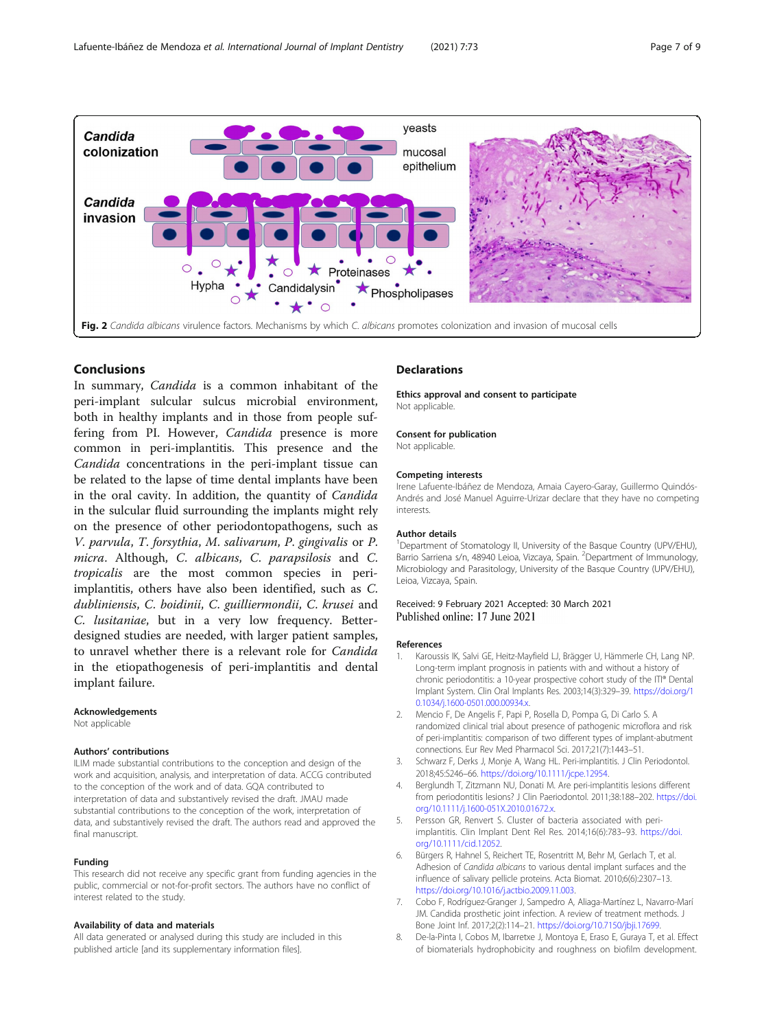Fig. 2 *Candida albicans* virulence factors. Mechanisms by which *C. albicans* promotes colonization and invasion of mucosal cells

## Conclusions

In summary, *Candida* is a common inhabitant of the peri-implant sulcular sulcus microbial environment, both in healthy implants and in those from people suffering from PI. However, *Candida* presence is more common in peri-implantitis. This presence and the *Candida* concentrations in the peri-implant tissue can be related to the lapse of time dental implants have been in the oral cavity. In addition, the quantity of *Candida* in the sulcular fluid surrounding the implants might rely on the presence of other periodontopathogens, such as *V. parvula*, *T. forsythia*, *M. salivarum*, *P. gingivalis* or *P. micra*. Although, *C. albicans*, *C. parapsilosis* and *C. tropicalis* are the most common species in peri-implantitis, others have also been identified, such as *C. dubliniensis*, *C. boidinii*, *C. guilliermondii*, *C. krusei* and *C. lusitaniae*, but in a very low frequency. Better-designed studies are needed, with larger patient samples, to unravel whether there is a relevant role for *Candida* in the etiopathogenesis of peri-implantitis and dental implant failure.

### Acknowledgements

Not applicable

### Authors' contributions

ILIM made substantial contributions to the conception and design of the work and acquisition, analysis, and interpretation of data. ACCG contributed to the conception of the work and of data. GQA contributed to interpretation of data and substantively revised the draft. JMAU made substantial contributions to the conception of the work, interpretation of data, and substantively revised the draft. The authors read and approved the final manuscript.

### Funding

This research did not receive any specific grant from funding agencies in the public, commercial or not-for-profit sectors. The authors have no conflict of interest related to the study.

### Availability of data and materials

All data generated or analysed during this study are included in this published article [and its supplementary information files].

## Declarations

### Ethics approval and consent to participate

Not applicable.

### Consent for publication

Not applicable.

### Competing interests

Irene Lafuente-Ibáñez de Mendoza, Amaia Cayero-Garay, Guillermo Quindós-Andrés and José Manuel Aguirre-Urizar declare that they have no competing interests.

### Author details

[1]Department of Stomatology II, University of the Basque Country (UPV/EHU), Barrio Sarriena s/n, 48940 Leioa, Vizcaya, Spain. [2]Department of Immunology, Microbiology and Parasitology, University of the Basque Country (UPV/EHU), Leioa, Vizcaya, Spain.

Received: 9 February 2021 Accepted: 30 March 2021
Published online: 17 June 2021

### References

1. Karoussis IK, Salvi GE, Heitz-Mayfield LJ, Brägger U, Hämmerle CH, Lang NP. Long-term implant prognosis in patients with and without a history of chronic periodontitis: a 10-year prospective cohort study of the ITI® Dental Implant System. Clin Oral Implants Res. 2003;14(3):329–39. https://doi.org/10.1034/j.1600-0501.000.00934.x.
2. Mencio F, De Angelis F, Papi P, Rosella D, Pompa G, Di Carlo S. A randomized clinical trial about presence of pathogenic microflora and risk of peri-implantitis: comparison of two different types of implant-abutment connections. Eur Rev Med Pharmacol Sci. 2017;21(7):1443–51.
3. Schwarz F, Derks J, Monje A, Wang HL. Peri-implantitis. J Clin Periodontol. 2018;45:S246–66. https://doi.org/10.1111/jcpe.12954.
4. Berglundh T, Zitzmann NU, Donati M. Are peri-implantitis lesions different from periodontitis lesions? J Clin Paeriodontol. 2011;38:188–202. https://doi.org/10.1111/j.1600-051X.2010.01672.x.
5. Persson GR, Renvert S. Cluster of bacteria associated with peri-implantitis. Clin Implant Dent Rel Res. 2014;16(6):783–93. https://doi.org/10.1111/cid.12052.
6. Bürgers R, Hahnel S, Reichert TE, Rosentritt M, Behr M, Gerlach T, et al. Adhesion of *Candida albicans* to various dental implant surfaces and the influence of salivary pellicle proteins. Acta Biomat. 2010;6(6):2307–13. https://doi.org/10.1016/j.actbio.2009.11.003.
7. Cobo F, Rodríguez-Granger J, Sampedro A, Aliaga-Martínez L, Navarro-Marí JM. Candida prosthetic joint infection. A review of treatment methods. J Bone Joint Inf. 2017;2(2):114–21. https://doi.org/10.7150/jbji.17699.
8. De-la-Pinta I, Cobos M, Ibarretxe J, Montoya E, Eraso E, Guraya T, et al. Effect of biomaterials hydrophobicity and roughness on biofilm development.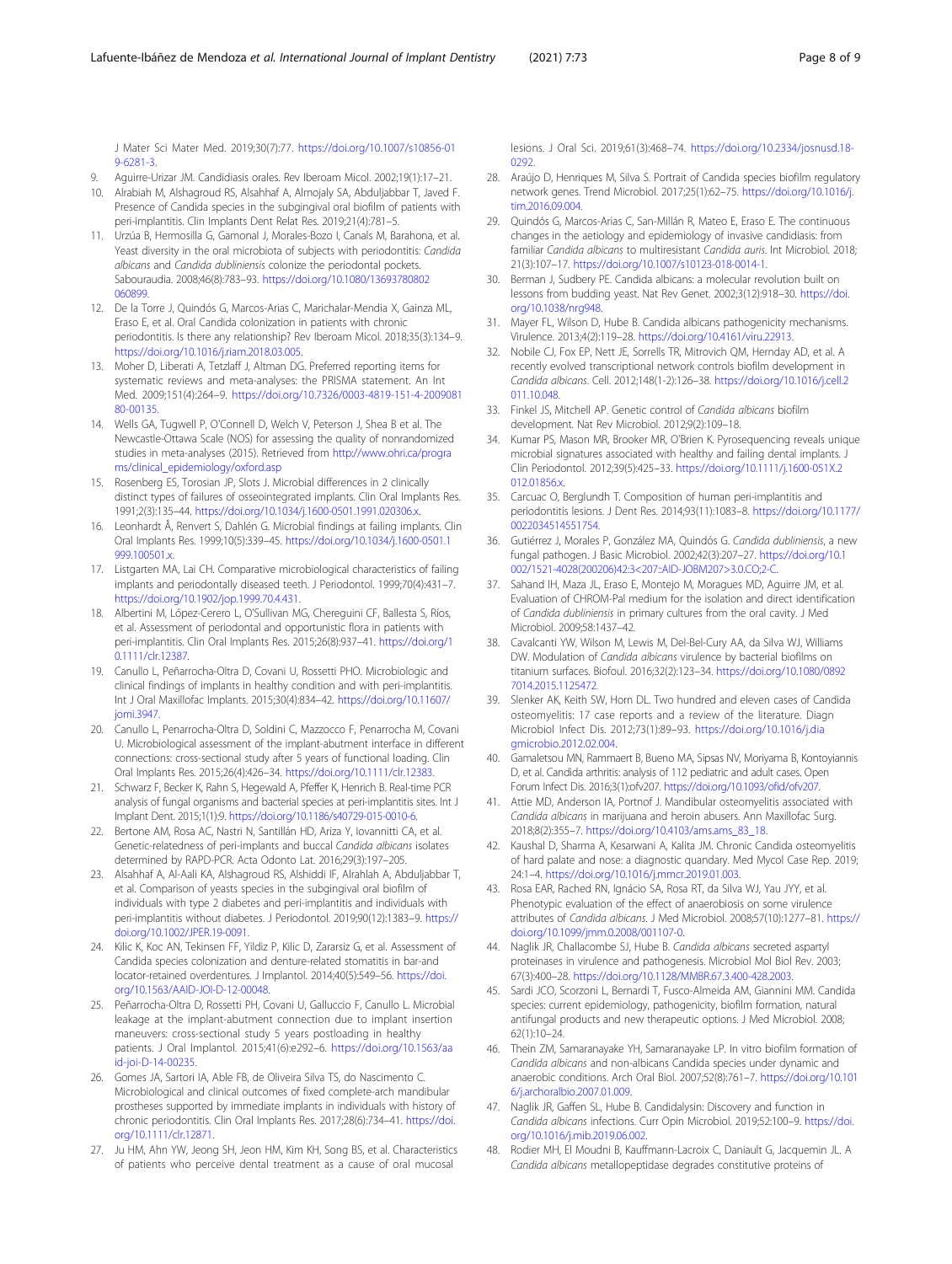J Mater Sci Mater Med. 2019;30(7):77. https://doi.org/10.1007/s10856-019-6281-3.

9. Aguirre-Urizar JM. Candidiasis orales. Rev Iberoam Micol. 2002;19(1):17–21.
10. Alrabiah M, Alshagroud RS, Alsahhaf A, Almojaly SA, Abduljabbar T, Javed F. Presence of Candida species in the subgingival oral biofilm of patients with peri-implantitis. Clin Implants Dent Relat Res. 2019;21(4):781–5.
11. Urzúa B, Hermosilla G, Gamonal J, Morales-Bozo I, Canals M, Barahona, et al. Yeast diversity in the oral microbiota of subjects with periodontitis: *Candida albicans* and *Candida dubliniensis* colonize the periodontal pockets. Sabouraudia. 2008;46(8):783–93. https://doi.org/10.1080/13693780802060899.
12. De la Torre J, Quindós G, Marcos-Arias C, Marichalar-Mendia X, Gainza ML, Eraso E, et al. Oral Candida colonization in patients with chronic periodontitis. Is there any relationship? Rev Iberoam Micol. 2018;35(3):134–9. https://doi.org/10.1016/j.riam.2018.03.005.
13. Moher D, Liberati A, Tetzlaff J, Altman DG. Preferred reporting items for systematic reviews and meta-analyses: the PRISMA statement. An Int Med. 2009;151(4):264–9. https://doi.org/10.7326/0003-4819-151-4-200908180-00135.
14. Wells GA, Tugwell P, O'Connell D, Welch V, Peterson J, Shea B et al. The Newcastle-Ottawa Scale (NOS) for assessing the quality of nonrandomized studies in meta-analyses (2015). Retrieved from http://www.ohri.ca/programs/clinical_epidemiology/oxford.asp
15. Rosenberg ES, Torosian JP, Slots J. Microbial differences in 2 clinically distinct types of failures of osseointegrated implants. Clin Oral Implants Res. 1991;2(3):135–44. https://doi.org/10.1034/j.1600-0501.1991.020306.x.
16. Leonhardt Å, Renvert S, Dahlén G. Microbial findings at failing implants. Clin Oral Implants Res. 1999;10(5):339–45. https://doi.org/10.1034/j.1600-0501.1999.100501.x.
17. Listgarten MA, Lai CH. Comparative microbiological characteristics of failing implants and periodontally diseased teeth. J Periodontol. 1999;70(4):431–7. https://doi.org/10.1902/jop.1999.70.4.431.
18. Albertini M, López-Cerero L, O'Sullivan MG, Chereguini CF, Ballesta S, Ríos, et al. Assessment of periodontal and opportunistic flora in patients with peri-implantitis. Clin Oral Implants Res. 2015;26(8):937–41. https://doi.org/10.1111/clr.12387.
19. Canullo L, Peñarrocha-Oltra D, Covani U, Rossetti PHO. Microbiologic and clinical findings of implants in healthy condition and with peri-implantitis. Int J Oral Maxillofac Implants. 2015;30(4):834–42. https://doi.org/10.11607/jomi.3947.
20. Canullo L, Penarrocha-Oltra D, Soldini C, Mazzocco F, Penarrocha M, Covani U. Microbiological assessment of the implant-abutment interface in different connections: cross-sectional study after 5 years of functional loading. Clin Oral Implants Res. 2015;26(4):426–34. https://doi.org/10.1111/clr.12383.
21. Schwarz F, Becker K, Rahn S, Hegewald A, Pfeffer K, Henrich B. Real-time PCR analysis of fungal organisms and bacterial species at peri-implantitis sites. Int J Implant Dent. 2015;1(1):9. https://doi.org/10.1186/s40729-015-0010-6.
22. Bertone AM, Rosa AC, Nastri N, Santillán HD, Ariza Y, Iovannitti CA, et al. Genetic-relatedness of peri-implants and buccal *Candida albicans* isolates determined by RAPD-PCR. Acta Odonto Lat. 2016;29(3):197–205.
23. Alsahhaf A, Al-Aali KA, Alshagroud RS, Alshiddi IF, Alrahlah A, Abduljabbar T, et al. Comparison of yeasts species in the subgingival oral biofilm of individuals with type 2 diabetes and peri-implantitis and individuals with peri-implantitis without diabetes. J Periodontol. 2019;90(12):1383–9. https://doi.org/10.1002/JPER.19-0091.
24. Kilic K, Koc AN, Tekinsen FF, Yildiz P, Kilic D, Zararsiz G, et al. Assessment of Candida species colonization and denture-related stomatitis in bar-and locator-retained overdentures. J Implantol. 2014;40(5):549–56. https://doi.org/10.1563/AAID-JOI-D-12-00048.
25. Peñarrocha-Oltra D, Rossetti PH, Covani U, Galluccio F, Canullo L. Microbial leakage at the implant-abutment connection due to implant insertion maneuvers: cross-sectional study 5 years postloading in healthy patients. J Oral Implantol. 2015;41(6):e292–6. https://doi.org/10.1563/aaid-joi-D-14-00235.
26. Gomes JA, Sartori IA, Able FB, de Oliveira Silva TS, do Nascimento C. Microbiological and clinical outcomes of fixed complete-arch mandibular prostheses supported by immediate implants in individuals with history of chronic periodontitis. Clin Oral Implants Res. 2017;28(6):734–41. https://doi.org/10.1111/clr.12871.
27. Ju HM, Ahn YW, Jeong SH, Jeon HM, Kim KH, Song BS, et al. Characteristics of patients who perceive dental treatment as a cause of oral mucosal lesions. J Oral Sci. 2019;61(3):468–74. https://doi.org/10.2334/josnusd.18-0292.
28. Araújo D, Henriques M, Silva S. Portrait of Candida species biofilm regulatory network genes. Trend Microbiol. 2017;25(1):62–75. https://doi.org/10.1016/j.tim.2016.09.004.
29. Quindós G, Marcos-Arias C, San-Millán R, Mateo E, Eraso E. The continuous changes in the aetiology and epidemiology of invasive candidiasis: from familiar *Candida albicans* to multiresistant *Candida auris*. Int Microbiol. 2018;21(3):107–17. https://doi.org/10.1007/s10123-018-0014-1.
30. Berman J, Sudbery PE. Candida albicans: a molecular revolution built on lessons from budding yeast. Nat Rev Genet. 2002;3(12):918–30. https://doi.org/10.1038/nrg948.
31. Mayer FL, Wilson D, Hube B. Candida albicans pathogenicity mechanisms. Virulence. 2013;4(2):119–28. https://doi.org/10.4161/viru.22913.
32. Nobile CJ, Fox EP, Nett JE, Sorrells TR, Mitrovich QM, Hernday AD, et al. A recently evolved transcriptional network controls biofilm development in *Candida albicans*. Cell. 2012;148(1-2):126–38. https://doi.org/10.1016/j.cell.2011.10.048.
33. Finkel JS, Mitchell AP. Genetic control of *Candida albicans* biofilm development. Nat Rev Microbiol. 2012;9(2):109–18.
34. Kumar PS, Mason MR, Brooker MR, O'Brien K. Pyrosequencing reveals unique microbial signatures associated with healthy and failing dental implants. J Clin Periodontol. 2012;39(5):425–33. https://doi.org/10.1111/j.1600-051X.2012.01856.x.
35. Carcuac O, Berglundh T. Composition of human peri-implantitis and periodontitis lesions. J Dent Res. 2014;93(11):1083–8. https://doi.org/10.1177/0022034514551754.
36. Gutiérrez J, Morales P, González MA, Quindós G. *Candida dubliniensis*, a new fungal pathogen. J Basic Microbiol. 2002;42(3):207–27. https://doi.org/10.1002/1521-4028(200206)42:3<207::AID-JOBM207>3.0.CO;2-C.
37. Sahand IH, Maza JL, Eraso E, Montejo M, Moragues MD, Aguirre JM, et al. Evaluation of CHROM-Pal medium for the isolation and direct identification of *Candida dubliniensis* in primary cultures from the oral cavity. J Med Microbiol. 2009;58:1437–42.
38. Cavalcanti YW, Wilson M, Lewis M, Del-Bel-Cury AA, da Silva WJ, Williams DW. Modulation of *Candida albicans* virulence by bacterial biofilms on titanium surfaces. Biofoul. 2016;32(2):123–34. https://doi.org/10.1080/08927014.2015.1125472.
39. Slenker AK, Keith SW, Horn DL. Two hundred and eleven cases of Candida osteomyelitis: 17 case reports and a review of the literature. Diagn Microbiol Infect Dis. 2012;73(1):89–93. https://doi.org/10.1016/j.diagmicrobio.2012.02.004.
40. Gamaletsou MN, Rammaert B, Bueno MA, Sipsas NV, Moriyama B, Kontoyiannis D, et al. Candida arthritis: analysis of 112 pediatric and adult cases. Open Forum Infect Dis. 2016;3(1):ofv207. https://doi.org/10.1093/ofid/ofv207.
41. Attie MD, Anderson IA, Portnof J. Mandibular osteomyelitis associated with *Candida albicans* in marijuana and heroin abusers. Ann Maxillofac Surg. 2018;8(2):355–7. https://doi.org/10.4103/ams.ams_83_18.
42. Kaushal D, Sharma A, Kesarwani A, Kalita JM. Chronic Candida osteomyelitis of hard palate and nose: a diagnostic quandary. Med Mycol Case Rep. 2019;24:1–4. https://doi.org/10.1016/j.mmcr.2019.01.003.
43. Rosa EAR, Rached RN, Ignácio SA, Rosa RT, da Silva WJ, Yau JYY, et al. Phenotypic evaluation of the effect of anaerobiosis on some virulence attributes of *Candida albicans*. J Med Microbiol. 2008;57(10):1277–81. https://doi.org/10.1099/jmm.0.2008/001107-0.
44. Naglik JR, Challacombe SJ, Hube B. *Candida albicans* secreted aspartyl proteinases in virulence and pathogenesis. Microbiol Mol Biol Rev. 2003;67(3):400–28. https://doi.org/10.1128/MMBR.67.3.400-428.2003.
45. Sardi JCO, Scorzoni L, Bernardi T, Fusco-Almeida AM, Giannini MM. Candida species: current epidemiology, pathogenicity, biofilm formation, natural antifungal products and new therapeutic options. J Med Microbiol. 2008;62(1):10–24.
46. Thein ZM, Samaranayake YH, Samaranayake LP. In vitro biofilm formation of *Candida albicans* and non-albicans Candida species under dynamic and anaerobic conditions. Arch Oral Biol. 2007;52(8):761–7. https://doi.org/10.1016/j.archoralbio.2007.01.009.
47. Naglik JR, Gaffen SL, Hube B. Candidalysin: Discovery and function in *Candida albicans* infections. Curr Opin Microbiol. 2019;52:100–9. https://doi.org/10.1016/j.mib.2019.06.002.
48. Rodier MH, El Moudni B, Kauffmann-Lacroix C, Daniault G, Jacquemin JL. A *Candida albicans* metallopeptidase degrades constitutive proteins of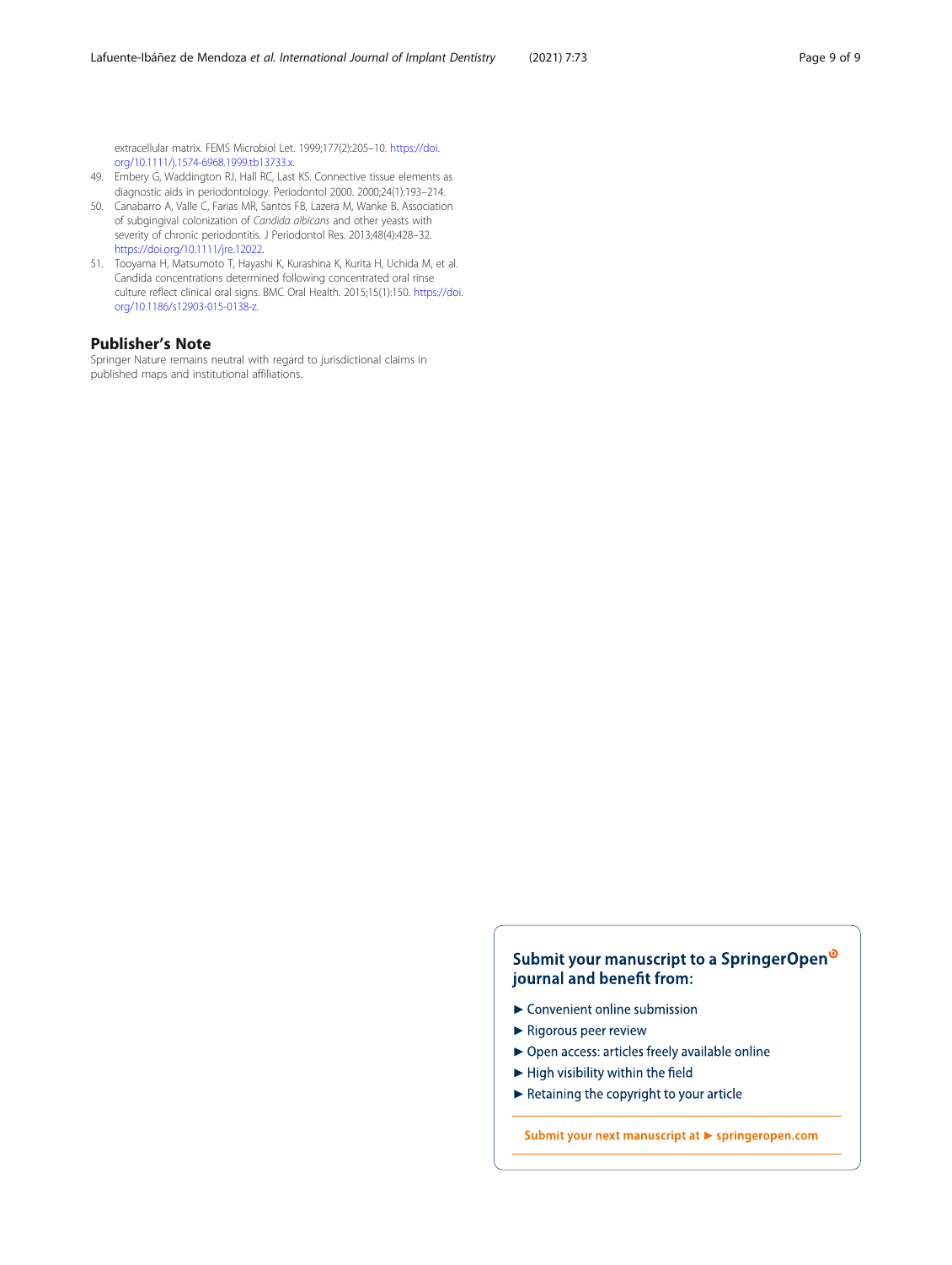extracellular matrix. FEMS Microbiol Lett. 1999;177(2):205–10. https://doi.org/10.1111/j.1574-6968.1999.tb13733.x.

49. Embery G, Waddington RJ, Hall RC, Last KS. Connective tissue elements as diagnostic aids in periodontology. Periodontol 2000. 2000;24(1):193–214.
50. Canabarro A, Valle C, Farias MR, Santos FB, Lazera M, Wanke B. Association of subgingival colonization of *Candida albicans* and other yeasts with severity of chronic periodontitis. J Periodontol Res. 2013;48(4):428–32. https://doi.org/10.1111/jre.12022.
51. Tooyama H, Matsumoto T, Hayashi K, Kurashina K, Kurita H, Uchida M, et al. Candida concentrations determined following concentrated oral rinse culture reflect clinical oral signs. BMC Oral Health. 2015;15(1):150. https://doi.org/10.1186/s12903-015-0138-z.

## Publisher's Note

Springer Nature remains neutral with regard to jurisdictional claims in published maps and institutional affiliations.

**Submit your manuscript to a SpringerOpen journal and benefit from:**

- ► Convenient online submission
- ► Rigorous peer review
- ► Open access: articles freely available online
- ► High visibility within the field
- ► Retaining the copyright to your article

**Submit your next manuscript at ► springeropen.com**